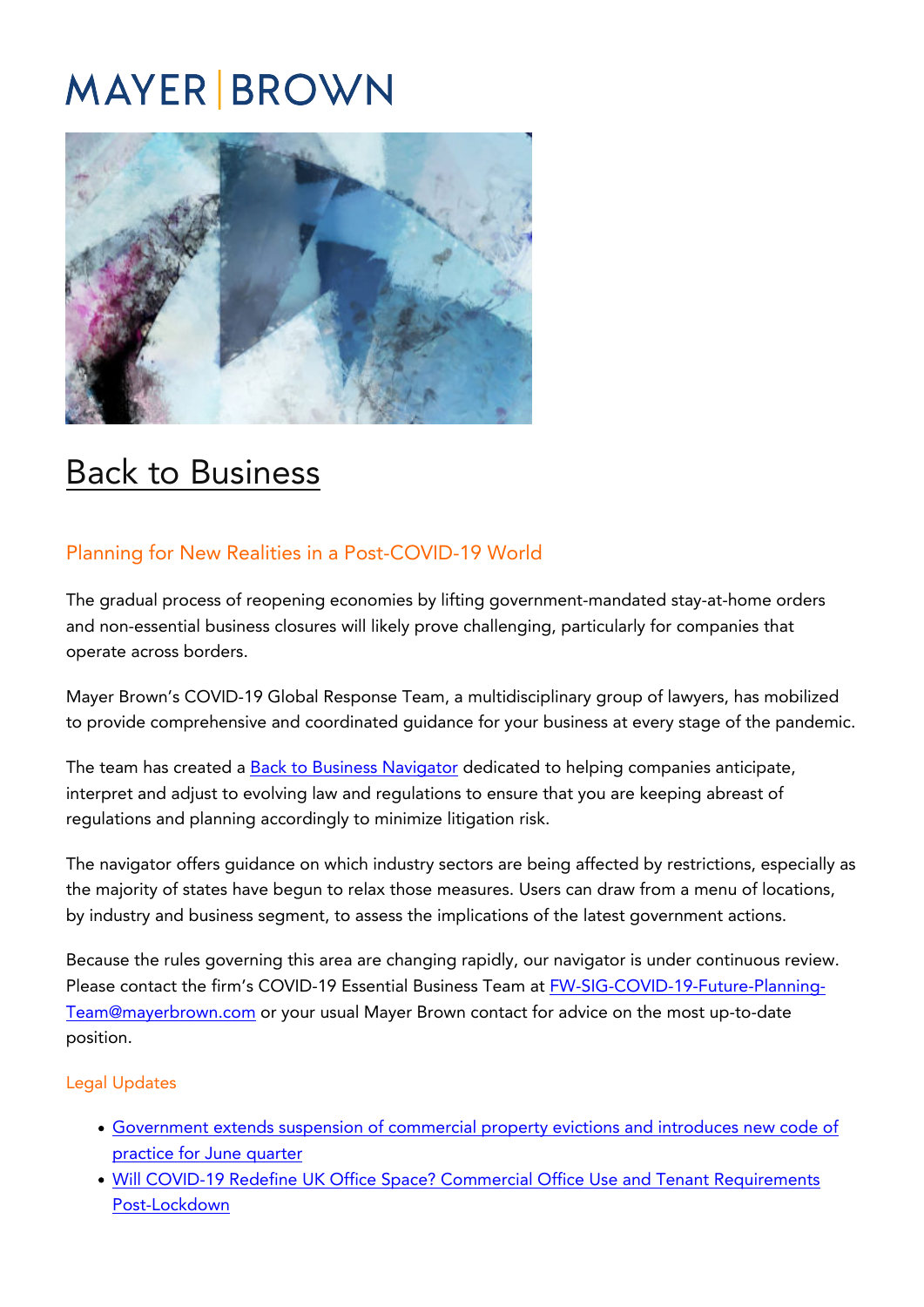MAYER | BROWN

# Back to Business

## Planning for New Realities in a Post-COVID-19 World

The gradual process of reopening economies by lifting government-mandated stay-at-home orders and non-essential business closures will likely prove challenging, particularly for companies that operate across borders.

Mayer Brown's COVID-19 Global Response Team, a multidisciplinary group of lawyers, has mobilized to provide comprehensive and coordinated guidance for your business at every stage of the pandemic.

The team has created a Back to Business Navigator dedicated to helping companies anticipate, interpret and adjust to evolving law and regulations to ensure that you are keeping abreast of regulations and planning accordingly to minimize litigation risk.

The navigator offers guidance on which industry sectors are being affected by restrictions, especially as the majority of states have begun to relax those measures. Users can draw from a menu of locations, by industry and business segment, to assess the implications of the latest government actions.

Because the rules governing this area are changing rapidly, our navigator is under continuous review. Please contact the firm's COVID-19 Essential Business Team at FW-SIG-COVID-19-Future-Planning-Team@mayerbrown.com or your usual Mayer Brown contact for advice on the most up-to-date position.

### Legal Updates

- Government extends suspension of commercial property evictions and introduces new code of practice for June quarter
- Will COVID-19 Redefine UK Office Space? Commercial Office Use and Tenant Requirements Post-Lockdown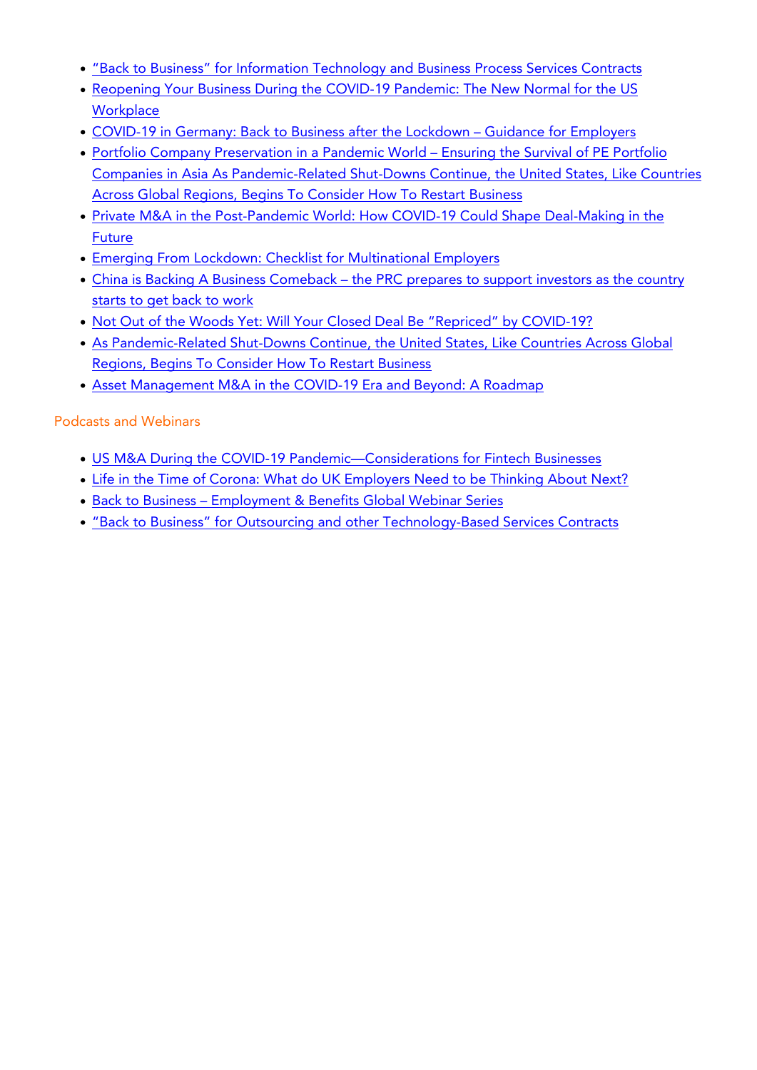- “Back to Business” for Information Technology and Business Process Services Contracts
- Reopening Your Business During the COVID-19 Pandemic: The New Normal for the US Workplace
- COVID-19 in Germany: Back to Business after the Lockdown – Guidance for Employers
- Portfolio Company Preservation in a Pandemic World – Ensuring the Survival of PE Portfolio Companies in Asia As Pandemic-Related Shut-Downs Continue, the United States, Like Countries Across Global Regions, Begins To Consider How To Restart Business
- Private M&A in the Post-Pandemic World: How COVID-19 Could Shape Deal-Making in the Future
- Emerging From Lockdown: Checklist for Multinational Employers
- China is Backing A Business Comeback – the PRC prepares to support investors as the country starts to get back to work
- Not Out of the Woods Yet: Will Your Closed Deal Be “Repriced” by COVID-19?
- As Pandemic-Related Shut-Downs Continue, the United States, Like Countries Across Global Regions, Begins To Consider How To Restart Business
- Asset Management M&A in the COVID-19 Era and Beyond: A Roadmap

## Podcasts and Webinars

- US M&A During the COVID-19 Pandemic—Considerations for Fintech Businesses
- Life in the Time of Corona: What do UK Employers Need to be Thinking About Next?
- Back to Business – Employment & Benefits Global Webinar Series
- “Back to Business” for Outsourcing and other Technology-Based Services Contracts